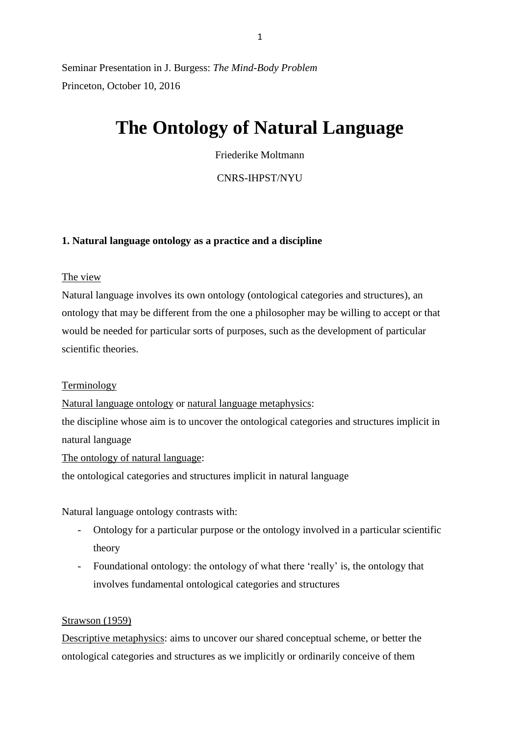Seminar Presentation in J. Burgess: *The Mind-Body Problem*
Princeton, October 10, 2016

# The Ontology of Natural Language

Friederike Moltmann

CNRS-IHPST/NYU

### 1. Natural language ontology as a practice and a discipline

<u>The view</u>

Natural language involves its own ontology (ontological categories and structures), an ontology that may be different from the one a philosopher may be willing to accept or that would be needed for particular sorts of purposes, such as the development of particular scientific theories.

<u>Terminology</u>

<u>Natural language ontology</u> or <u>natural language metaphysics</u>:
the discipline whose aim is to uncover the ontological categories and structures implicit in natural language

<u>The ontology of natural language</u>:
the ontological categories and structures implicit in natural language

Natural language ontology contrasts with:

- Ontology for a particular purpose or the ontology involved in a particular scientific theory
- Foundational ontology: the ontology of what there 'really' is, the ontology that involves fundamental ontological categories and structures

<u>Strawson (1959)</u>

<u>Descriptive metaphysics</u>: aims to uncover our shared conceptual scheme, or better the ontological categories and structures as we implicitly or ordinarily conceive of them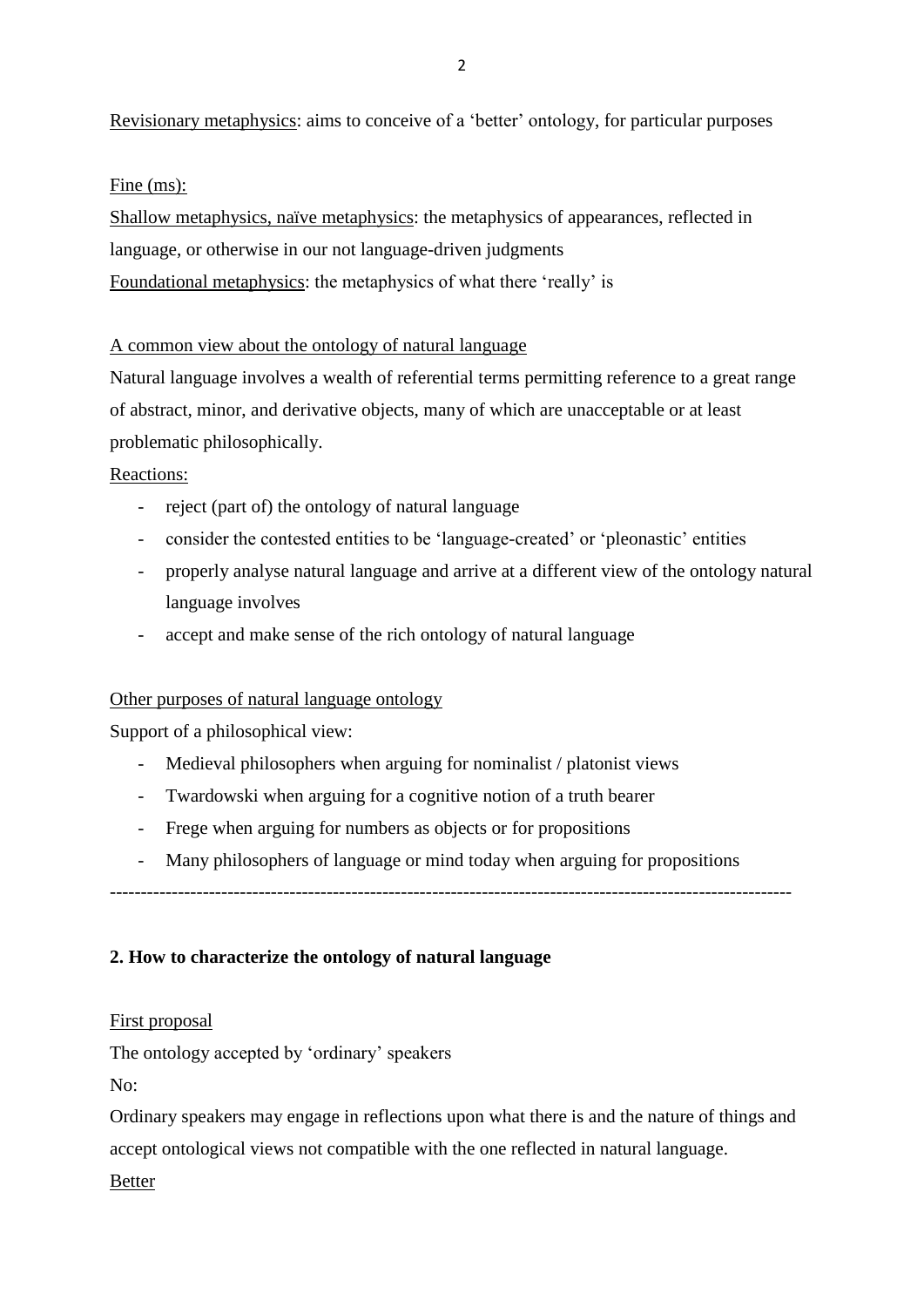Revisionary metaphysics: aims to conceive of a 'better' ontology, for particular purposes

Fine (ms):

Shallow metaphysics, naïve metaphysics: the metaphysics of appearances, reflected in language, or otherwise in our not language-driven judgments

Foundational metaphysics: the metaphysics of what there 'really' is

A common view about the ontology of natural language

Natural language involves a wealth of referential terms permitting reference to a great range of abstract, minor, and derivative objects, many of which are unacceptable or at least problematic philosophically.

Reactions:

- reject (part of) the ontology of natural language
- consider the contested entities to be 'language-created' or 'pleonastic' entities
- properly analyse natural language and arrive at a different view of the ontology natural language involves
- accept and make sense of the rich ontology of natural language

Other purposes of natural language ontology

Support of a philosophical view:

- Medieval philosophers when arguing for nominalist / platonist views
- Twardowski when arguing for a cognitive notion of a truth bearer
- Frege when arguing for numbers as objects or for propositions
- Many philosophers of language or mind today when arguing for propositions

---

## 2. How to characterize the ontology of natural language

First proposal

The ontology accepted by 'ordinary' speakers

No:

Ordinary speakers may engage in reflections upon what there is and the nature of things and accept ontological views not compatible with the one reflected in natural language.

Better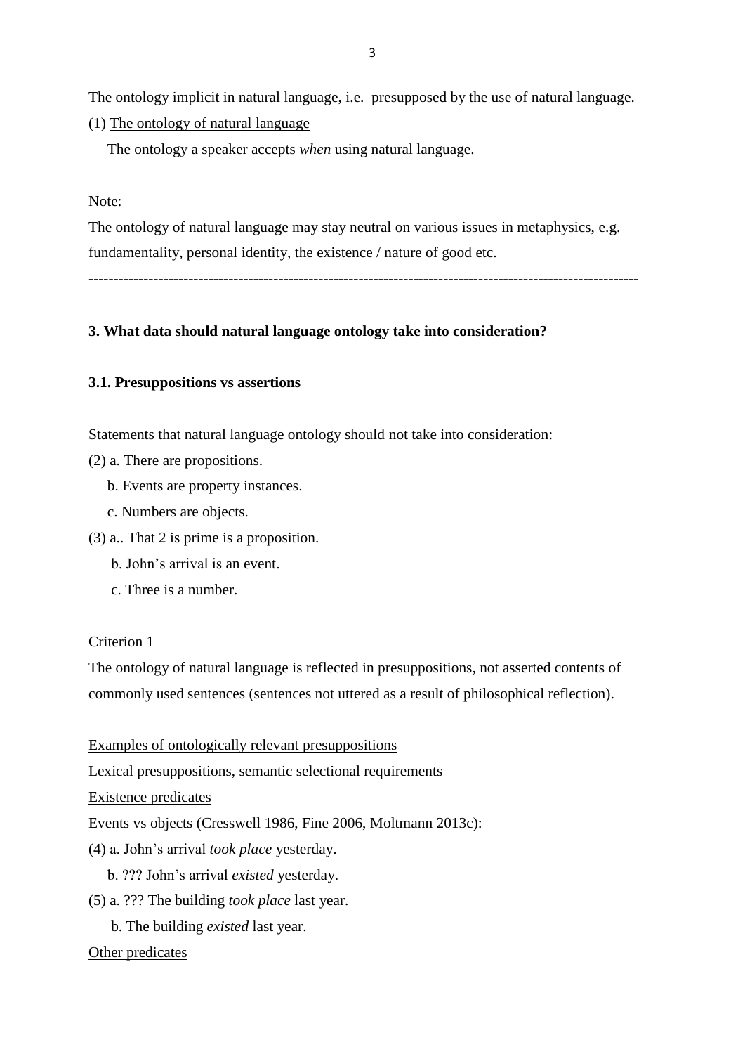The ontology implicit in natural language, i.e. presupposed by the use of natural language.

(1) <u>The ontology of natural language</u>

The ontology a speaker accepts *when* using natural language.

Note:

The ontology of natural language may stay neutral on various issues in metaphysics, e.g. fundamentality, personal identity, the existence / nature of good etc.

---

### 3. What data should natural language ontology take into consideration?

#### 3.1. Presuppositions vs assertions

Statements that natural language ontology should not take into consideration:

(2) a. There are propositions.

b. Events are property instances.

c. Numbers are objects.

(3) a.. That 2 is prime is a proposition.

b. John's arrival is an event.

c. Three is a number.

<u>Criterion 1</u>

The ontology of natural language is reflected in presuppositions, not asserted contents of commonly used sentences (sentences not uttered as a result of philosophical reflection).

<u>Examples of ontologically relevant presuppositions</u>

Lexical presuppositions, semantic selectional requirements

<u>Existence predicates</u>

Events vs objects (Cresswell 1986, Fine 2006, Moltmann 2013c):

(4) a. John's arrival *took place* yesterday.

b. ??? John's arrival *existed* yesterday.

(5) a. ??? The building *took place* last year.

b. The building *existed* last year.

<u>Other predicates</u>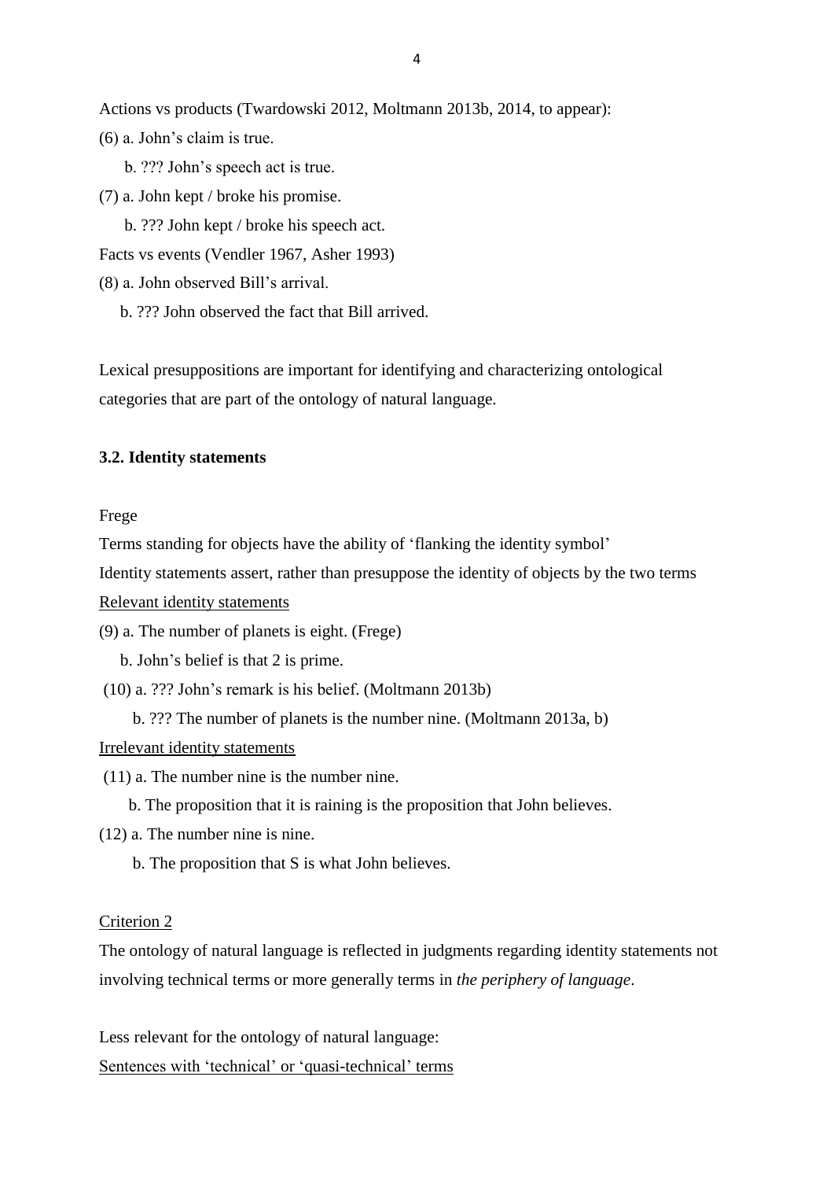Actions vs products (Twardowski 2012, Moltmann 2013b, 2014, to appear):

(6) a. John's claim is true.

b. ??? John's speech act is true.

(7) a. John kept / broke his promise.

b. ??? John kept / broke his speech act.

Facts vs events (Vendler 1967, Asher 1993)

(8) a. John observed Bill's arrival.

b. ??? John observed the fact that Bill arrived.

Lexical presuppositions are important for identifying and characterizing ontological categories that are part of the ontology of natural language.

### 3.2. Identity statements

Frege

Terms standing for objects have the ability of 'flanking the identity symbol'

Identity statements assert, rather than presuppose the identity of objects by the two terms

<u>Relevant identity statements</u>

(9) a. The number of planets is eight. (Frege)

b. John's belief is that 2 is prime.

(10) a. ??? John's remark is his belief. (Moltmann 2013b)

b. ??? The number of planets is the number nine. (Moltmann 2013a, b)

<u>Irrelevant identity statements</u>

(11) a. The number nine is the number nine.

b. The proposition that it is raining is the proposition that John believes.

(12) a. The number nine is nine.

b. The proposition that S is what John believes.

<u>Criterion 2</u>

The ontology of natural language is reflected in judgments regarding identity statements not involving technical terms or more generally terms in *the periphery of language*.

Less relevant for the ontology of natural language:

<u>Sentences with 'technical' or 'quasi-technical' terms</u>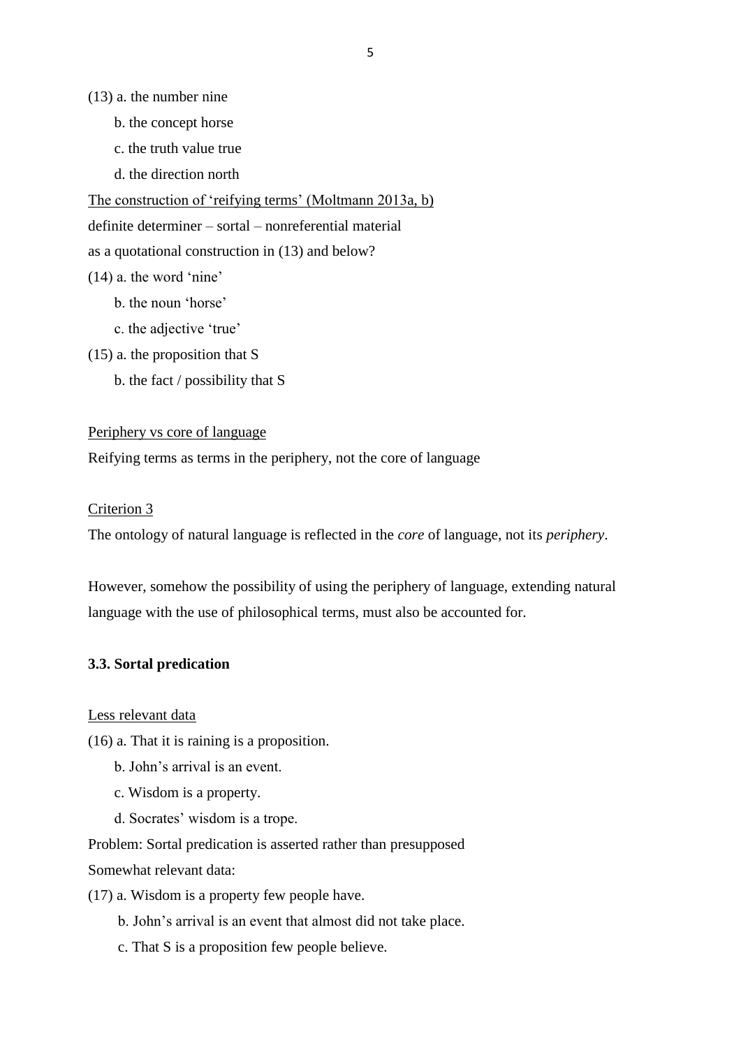(13) a. the number nine

b. the concept horse

c. the truth value true

d. the direction north

<u>The construction of 'reifying terms' (Moltmann 2013a, b)</u>

definite determiner – sortal – nonreferential material

as a quotational construction in (13) and below?

(14) a. the word 'nine'

b. the noun 'horse'

c. the adjective 'true'

(15) a. the proposition that S

b. the fact / possibility that S

<u>Periphery vs core of language</u>

Reifying terms as terms in the periphery, not the core of language

<u>Criterion 3</u>

The ontology of natural language is reflected in the *core* of language, not its *periphery*.

However, somehow the possibility of using the periphery of language, extending natural language with the use of philosophical terms, must also be accounted for.

### 3.3. Sortal predication

<u>Less relevant data</u>

(16) a. That it is raining is a proposition.

b. John's arrival is an event.

c. Wisdom is a property.

d. Socrates' wisdom is a trope.

Problem: Sortal predication is asserted rather than presupposed

Somewhat relevant data:

(17) a. Wisdom is a property few people have.

b. John's arrival is an event that almost did not take place.

c. That S is a proposition few people believe.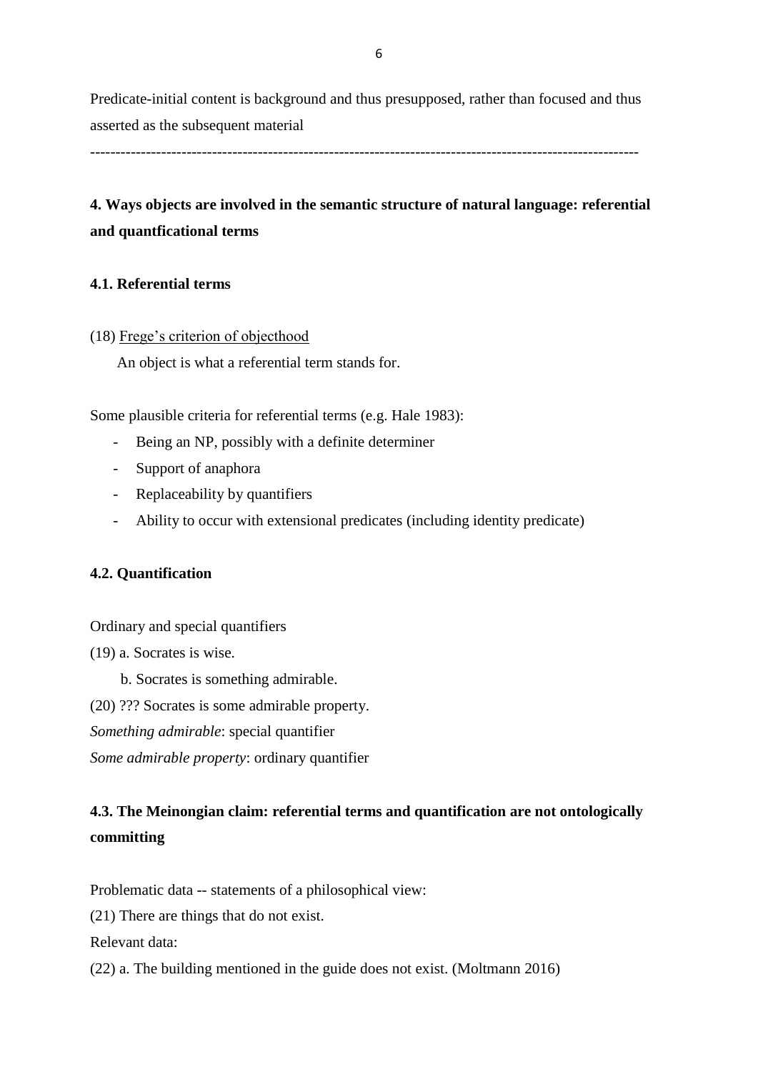Predicate-initial content is background and thus presupposed, rather than focused and thus asserted as the subsequent material

---

## 4. Ways objects are involved in the semantic structure of natural language: referential and quantficational terms

### 4.1. Referential terms

(18) Frege's criterion of objecthood

An object is what a referential term stands for.

Some plausible criteria for referential terms (e.g. Hale 1983):

- Being an NP, possibly with a definite determiner
- Support of anaphora
- Replaceability by quantifiers
- Ability to occur with extensional predicates (including identity predicate)

### 4.2. Quantification

Ordinary and special quantifiers

(19) a. Socrates is wise.

b. Socrates is something admirable.

(20) ??? Socrates is some admirable property.

*Something admirable*: special quantifier

*Some admirable property*: ordinary quantifier

### 4.3. The Meinongian claim: referential terms and quantification are not ontologically committing

Problematic data -- statements of a philosophical view:

(21) There are things that do not exist.

Relevant data:

(22) a. The building mentioned in the guide does not exist. (Moltmann 2016)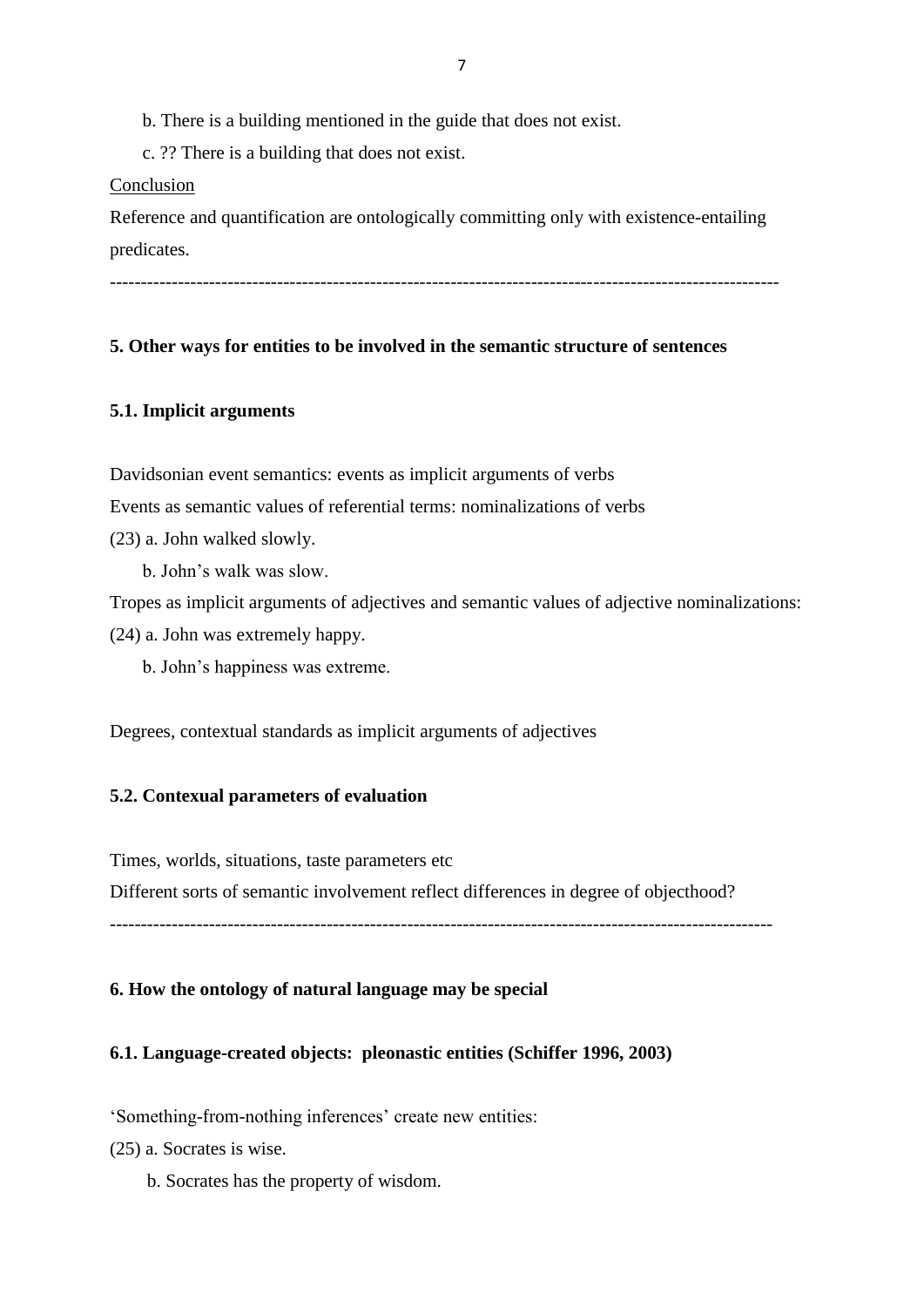b. There is a building mentioned in the guide that does not exist.

c. ?? There is a building that does not exist.

<u>Conclusion</u>

Reference and quantification are ontologically committing only with existence-entailing predicates.

---

**5. Other ways for entities to be involved in the semantic structure of sentences**

**5.1. Implicit arguments**

Davidsonian event semantics: events as implicit arguments of verbs

Events as semantic values of referential terms: nominalizations of verbs

(23) a. John walked slowly.

b. John's walk was slow.

Tropes as implicit arguments of adjectives and semantic values of adjective nominalizations:

(24) a. John was extremely happy.

b. John's happiness was extreme.

Degrees, contextual standards as implicit arguments of adjectives

**5.2. Contexual parameters of evaluation**

Times, worlds, situations, taste parameters etc

Different sorts of semantic involvement reflect differences in degree of objecthood?

---

**6. How the ontology of natural language may be special**

**6.1. Language-created objects: pleonastic entities (Schiffer 1996, 2003)**

'Something-from-nothing inferences' create new entities:

(25) a. Socrates is wise.

b. Socrates has the property of wisdom.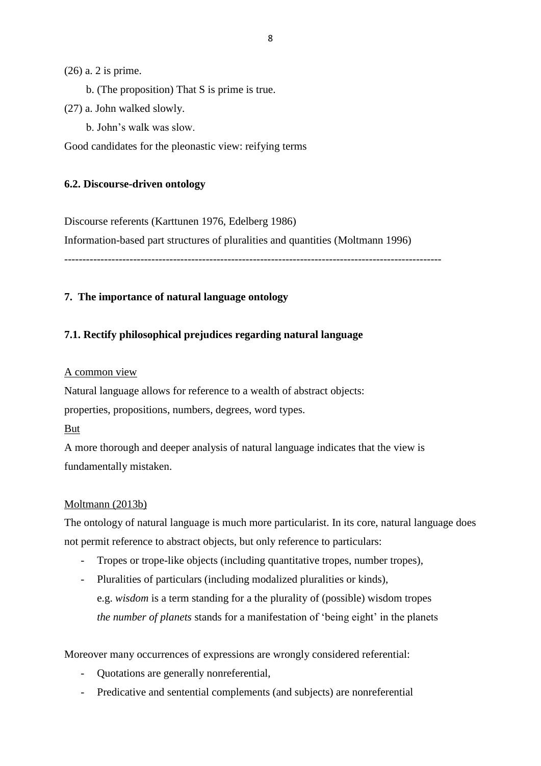(26) a. 2 is prime.

b. (The proposition) That S is prime is true.

(27) a. John walked slowly.

b. John's walk was slow.

Good candidates for the pleonastic view: reifying terms

### 6.2. Discourse-driven ontology

Discourse referents (Karttunen 1976, Edelberg 1986)

Information-based part structures of pluralities and quantities (Moltmann 1996)

---

## 7. The importance of natural language ontology

### 7.1. Rectify philosophical prejudices regarding natural language

<u>A common view</u>

Natural language allows for reference to a wealth of abstract objects:
properties, propositions, numbers, degrees, word types.

<u>But</u>

A more thorough and deeper analysis of natural language indicates that the view is fundamentally mistaken.

<u>Moltmann (2013b)</u>

The ontology of natural language is much more particularist. In its core, natural language does not permit reference to abstract objects, but only reference to particulars:

- Tropes or trope-like objects (including quantitative tropes, number tropes),
- Pluralities of particulars (including modalized pluralities or kinds),
  e.g. *wisdom* is a term standing for a the plurality of (possible) wisdom tropes
  *the number of planets* stands for a manifestation of 'being eight' in the planets

Moreover many occurrences of expressions are wrongly considered referential:

- Quotations are generally nonreferential,
- Predicative and sentential complements (and subjects) are nonreferential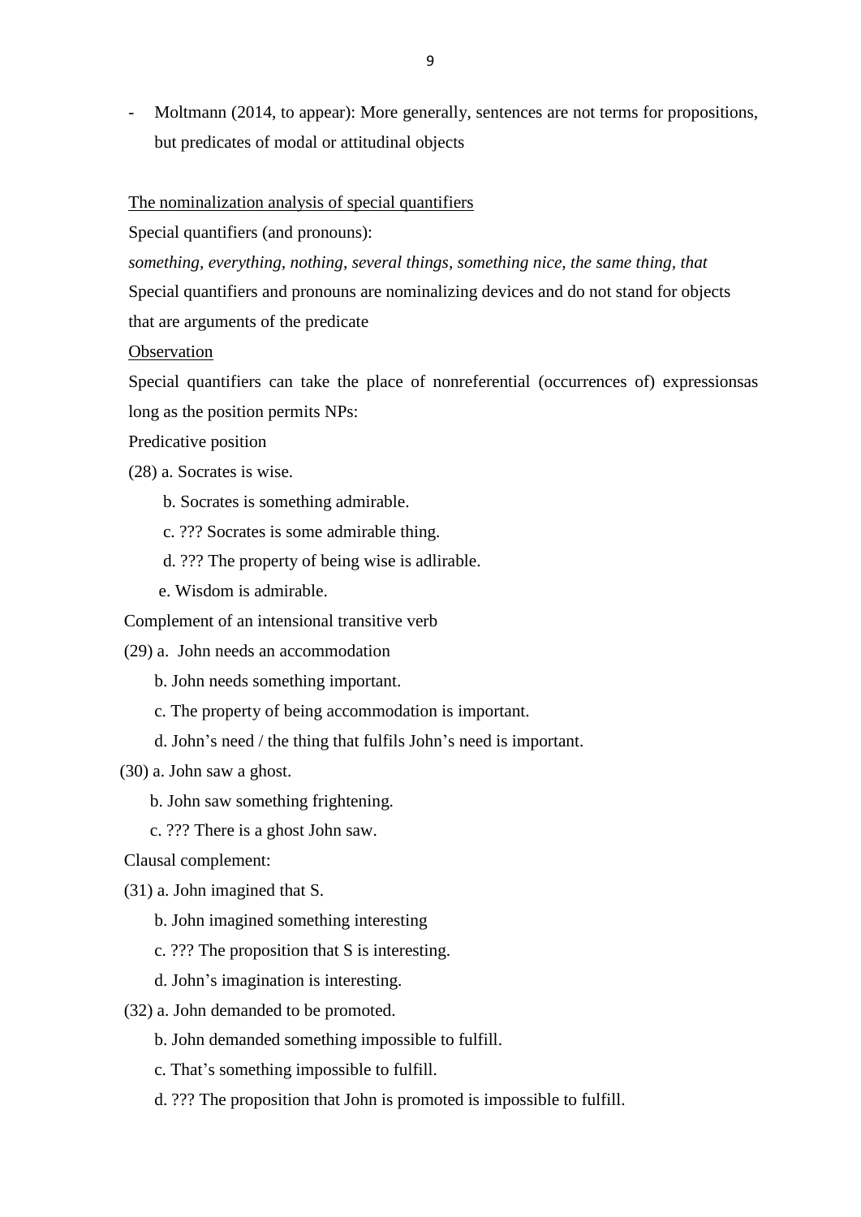- Moltmann (2014, to appear): More generally, sentences are not terms for propositions, but predicates of modal or attitudinal objects

<u>The nominalization analysis of special quantifiers</u>

Special quantifiers (and pronouns):

*something, everything, nothing, several things, something nice, the same thing, that*

Special quantifiers and pronouns are nominalizing devices and do not stand for objects that are arguments of the predicate

<u>Observation</u>

Special quantifiers can take the place of nonreferential (occurrences of) expressionsas long as the position permits NPs:

Predicative position

(28) a. Socrates is wise.

b. Socrates is something admirable.

c. ??? Socrates is some admirable thing.

d. ??? The property of being wise is adlirable.

e. Wisdom is admirable.

Complement of an intensional transitive verb

(29) a. John needs an accommodation

b. John needs something important.

c. The property of being accommodation is important.

d. John's need / the thing that fulfils John's need is important.

(30) a. John saw a ghost.

b. John saw something frightening.

c. ??? There is a ghost John saw.

Clausal complement:

(31) a. John imagined that S.

b. John imagined something interesting

c. ??? The proposition that S is interesting.

d. John's imagination is interesting.

(32) a. John demanded to be promoted.

b. John demanded something impossible to fulfill.

c. That's something impossible to fulfill.

d. ??? The proposition that John is promoted is impossible to fulfill.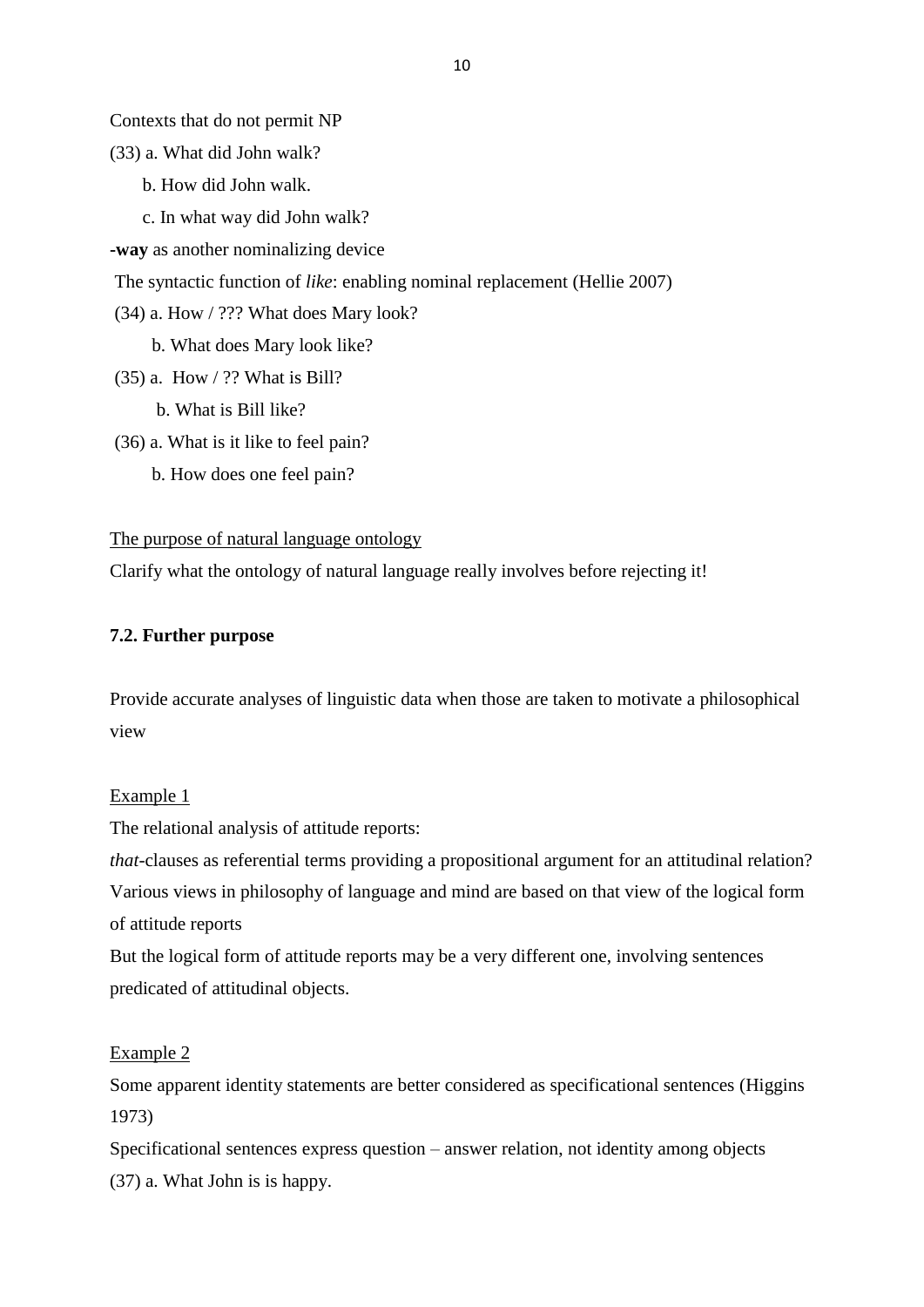Contexts that do not permit NP

(33) a. What did John walk?

b. How did John walk.

c. In what way did John walk?

**-way** as another nominalizing device

The syntactic function of *like*: enabling nominal replacement (Hellie 2007)

(34) a. How / ??? What does Mary look?

b. What does Mary look like?

(35) a. How / ?? What is Bill?

b. What is Bill like?

(36) a. What is it like to feel pain?

b. How does one feel pain?

<u>The purpose of natural language ontology</u>

Clarify what the ontology of natural language really involves before rejecting it!

### 7.2. Further purpose

Provide accurate analyses of linguistic data when those are taken to motivate a philosophical view

<u>Example 1</u>

The relational analysis of attitude reports:

*that*-clauses as referential terms providing a propositional argument for an attitudinal relation?

Various views in philosophy of language and mind are based on that view of the logical form of attitude reports

But the logical form of attitude reports may be a very different one, involving sentences predicated of attitudinal objects.

<u>Example 2</u>

Some apparent identity statements are better considered as specificational sentences (Higgins 1973)

Specificational sentences express question – answer relation, not identity among objects

(37) a. What John is is happy.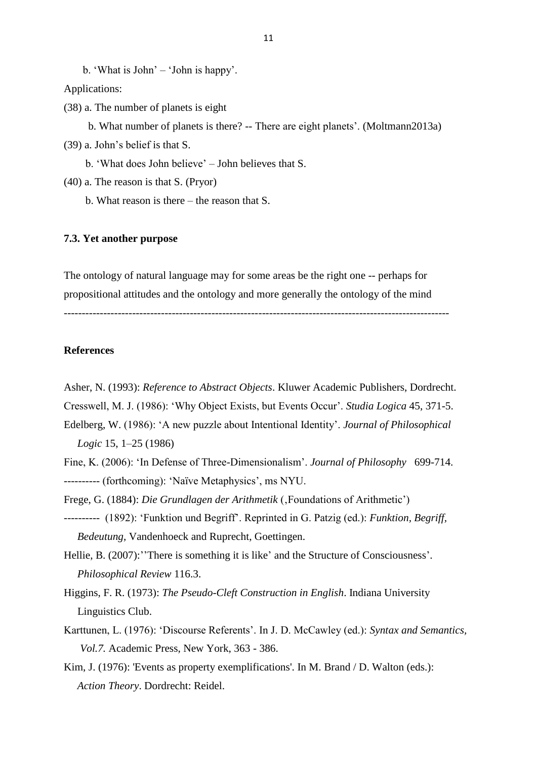b. 'What is John' – 'John is happy'.

Applications:

(38) a. The number of planets is eight

b. What number of planets is there? -- There are eight planets'. (Moltmann2013a)

(39) a. John's belief is that S.

b. 'What does John believe' – John believes that S.

(40) a. The reason is that S. (Pryor)

b. What reason is there – the reason that S.

### 7.3. Yet another purpose

The ontology of natural language may for some areas be the right one -- perhaps for propositional attitudes and the ontology and more generally the ontology of the mind

----------------------------------------------------------------------------------------------------------

## References

Asher, N. (1993): *Reference to Abstract Objects*. Kluwer Academic Publishers, Dordrecht.

Cresswell, M. J. (1986): 'Why Object Exists, but Events Occur'. *Studia Logica* 45, 371-5.

Edelberg, W. (1986): 'A new puzzle about Intentional Identity'. *Journal of Philosophical Logic* 15, 1–25 (1986)

Fine, K. (2006): 'In Defense of Three-Dimensionalism'. *Journal of Philosophy* 699-714.

---------- (forthcoming): 'Naïve Metaphysics', ms NYU.

Frege, G. (1884): *Die Grundlagen der Arithmetik* (‚Foundations of Arithmetic')

---------- (1892): 'Funktion und Begriff'. Reprinted in G. Patzig (ed.): *Funktion, Begriff, Bedeutung*, Vandenhoeck and Ruprecht, Goettingen.

Hellie, B. (2007):''There is something it is like' and the Structure of Consciousness'. *Philosophical Review* 116.3.

Higgins, F. R. (1973): *The Pseudo-Cleft Construction in English*. Indiana University Linguistics Club.

Karttunen, L. (1976): 'Discourse Referents'. In J. D. McCawley (ed.): *Syntax and Semantics, Vol.7.* Academic Press, New York, 363 - 386.

Kim, J. (1976): 'Events as property exemplifications'. In M. Brand / D. Walton (eds.): *Action Theory*. Dordrecht: Reidel.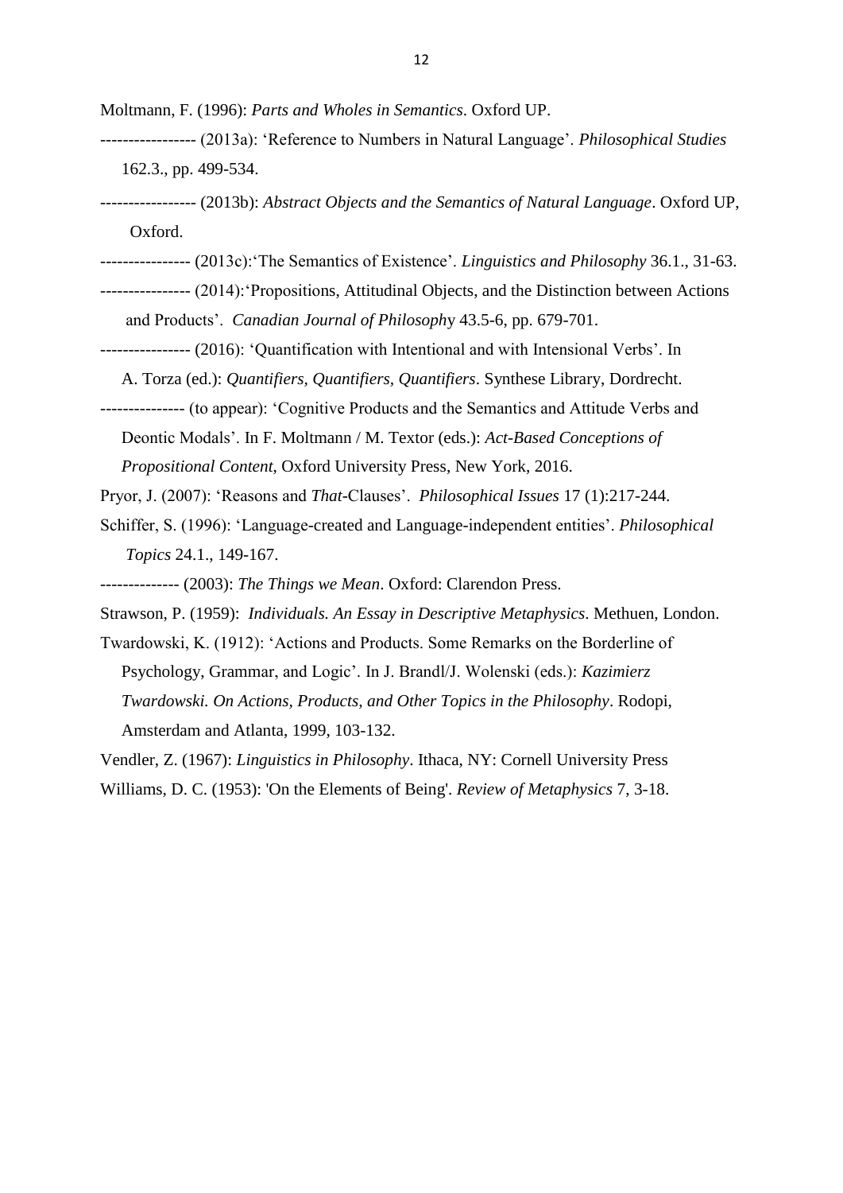Moltmann, F. (1996): *Parts and Wholes in Semantics*. Oxford UP.

---------------- (2013a): 'Reference to Numbers in Natural Language'. *Philosophical Studies* 162.3., pp. 499-534.

---------------- (2013b): *Abstract Objects and the Semantics of Natural Language*. Oxford UP, Oxford.

--------------- (2013c):'The Semantics of Existence'. *Linguistics and Philosophy* 36.1., 31-63.

--------------- (2014):'Propositions, Attitudinal Objects, and the Distinction between Actions and Products'. *Canadian Journal of Philosophy* 43.5-6, pp. 679-701.

--------------- (2016): 'Quantification with Intentional and with Intensional Verbs'. In A. Torza (ed.): *Quantifiers, Quantifiers, Quantifiers*. Synthese Library, Dordrecht.

-------------- (to appear): 'Cognitive Products and the Semantics and Attitude Verbs and Deontic Modals'. In F. Moltmann / M. Textor (eds.): *Act-Based Conceptions of Propositional Content*, Oxford University Press, New York, 2016.

Pryor, J. (2007): 'Reasons and *That*-Clauses'. *Philosophical Issues* 17 (1):217-244.

Schiffer, S. (1996): 'Language-created and Language-independent entities'. *Philosophical Topics* 24.1., 149-167.

------------- (2003): *The Things we Mean*. Oxford: Clarendon Press.

Strawson, P. (1959): *Individuals. An Essay in Descriptive Metaphysics*. Methuen, London.

Twardowski, K. (1912): 'Actions and Products. Some Remarks on the Borderline of Psychology, Grammar, and Logic'. In J. Brandl/J. Wolenski (eds.): *Kazimierz Twardowski. On Actions, Products, and Other Topics in the Philosophy*. Rodopi, Amsterdam and Atlanta, 1999, 103-132.

Vendler, Z. (1967): *Linguistics in Philosophy*. Ithaca, NY: Cornell University Press

Williams, D. C. (1953): 'On the Elements of Being'. *Review of Metaphysics* 7, 3-18.